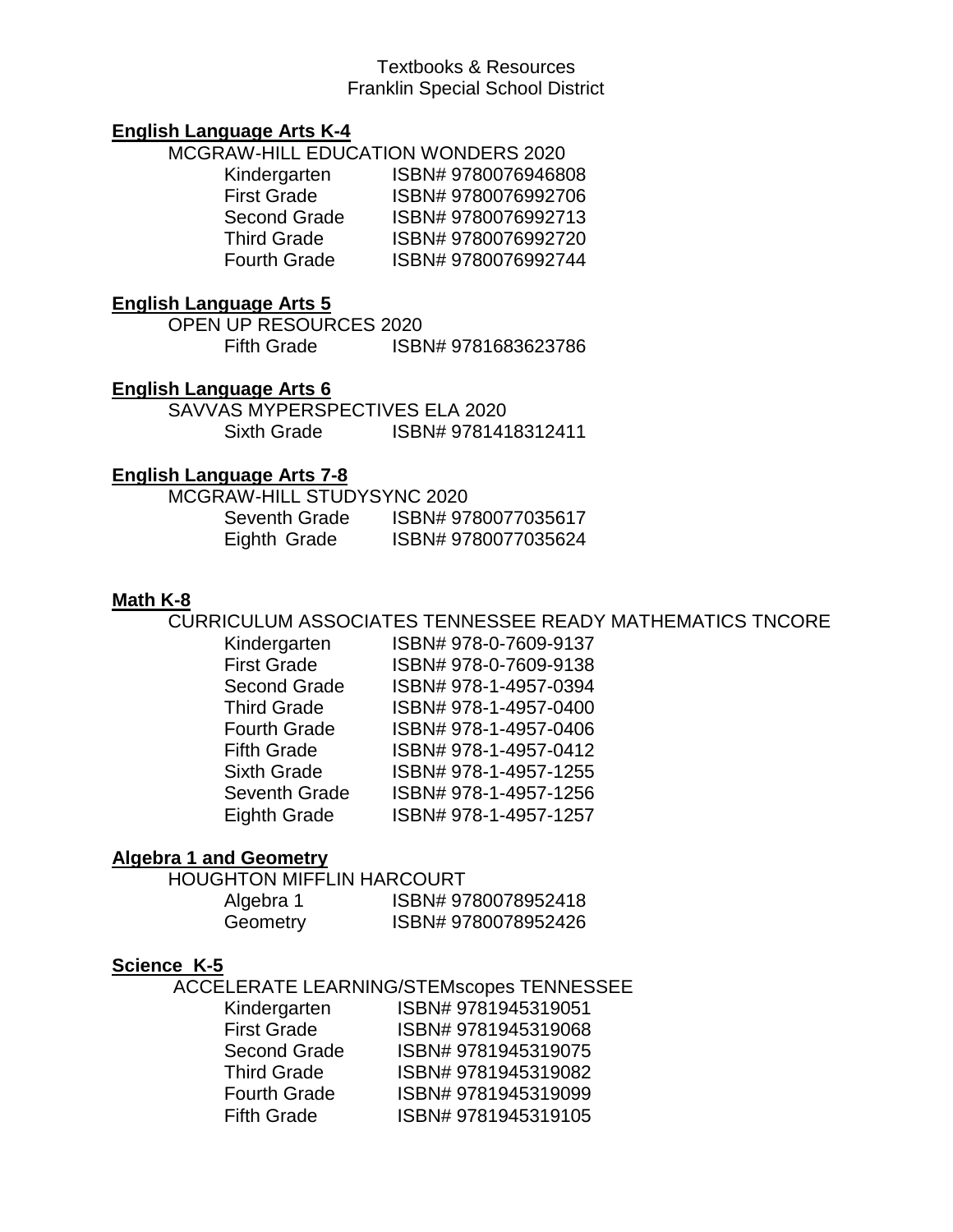Textbooks & Resources
Franklin Special School District

**English Language Arts K-4**

MCGRAW-HILL EDUCATION WONDERS 2020

| | |
|---|---|
| Kindergarten | ISBN# 9780076946808 |
| First Grade | ISBN# 9780076992706 |
| Second Grade | ISBN# 9780076992713 |
| Third Grade | ISBN# 9780076992720 |
| Fourth Grade | ISBN# 9780076992744 |

**English Language Arts 5**

OPEN UP RESOURCES 2020

| | |
|---|---|
| Fifth Grade | ISBN# 9781683623786 |

**English Language Arts 6**

SAVVAS MYPERSPECTIVES ELA 2020

| | |
|---|---|
| Sixth Grade | ISBN# 9781418312411 |

**English Language Arts 7-8**

MCGRAW-HILL STUDYSYNC 2020

| | |
|---|---|
| Seventh Grade | ISBN# 9780077035617 |
| Eighth Grade | ISBN# 9780077035624 |

**Math K-8**

CURRICULUM ASSOCIATES TENNESSEE READY MATHEMATICS TNCORE

| | |
|---|---|
| Kindergarten | ISBN# 978-0-7609-9137 |
| First Grade | ISBN# 978-0-7609-9138 |
| Second Grade | ISBN# 978-1-4957-0394 |
| Third Grade | ISBN# 978-1-4957-0400 |
| Fourth Grade | ISBN# 978-1-4957-0406 |
| Fifth Grade | ISBN# 978-1-4957-0412 |
| Sixth Grade | ISBN# 978-1-4957-1255 |
| Seventh Grade | ISBN# 978-1-4957-1256 |
| Eighth Grade | ISBN# 978-1-4957-1257 |

**Algebra 1 and Geometry**

HOUGHTON MIFFLIN HARCOURT

| | |
|---|---|
| Algebra 1 | ISBN# 9780078952418 |
| Geometry | ISBN# 9780078952426 |

**Science K-5**

ACCELERATE LEARNING/STEMscopes TENNESSEE

| | |
|---|---|
| Kindergarten | ISBN# 9781945319051 |
| First Grade | ISBN# 9781945319068 |
| Second Grade | ISBN# 9781945319075 |
| Third Grade | ISBN# 9781945319082 |
| Fourth Grade | ISBN# 9781945319099 |
| Fifth Grade | ISBN# 9781945319105 |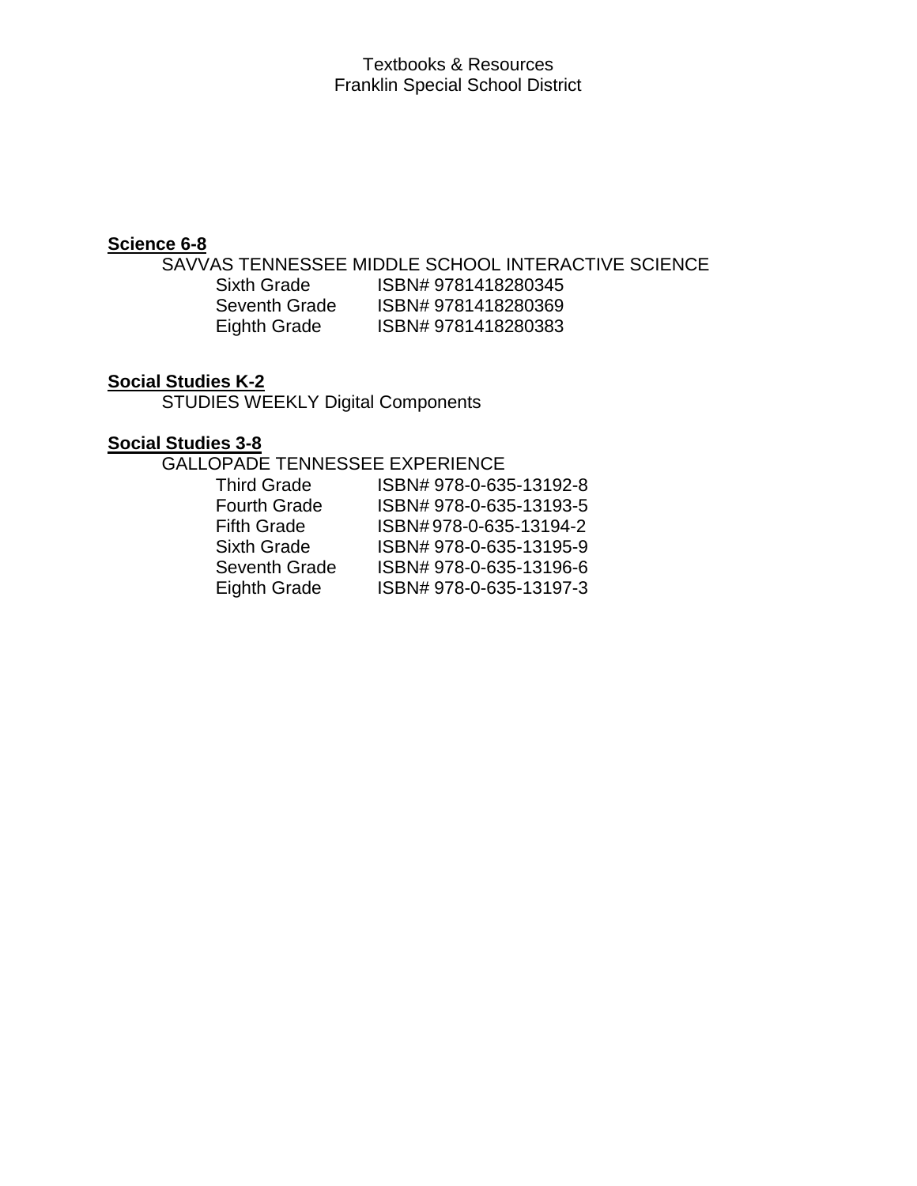**Science 6-8**

SAVVAS TENNESSEE MIDDLE SCHOOL INTERACTIVE SCIENCE

| | |
|---|---|
| Sixth Grade | ISBN# 9781418280345 |
| Seventh Grade | ISBN# 9781418280369 |
| Eighth Grade | ISBN# 9781418280383 |

**Social Studies K-2**

STUDIES WEEKLY Digital Components

**Social Studies 3-8**

GALLOPADE TENNESSEE EXPERIENCE

| | |
|---|---|
| Third Grade | ISBN# 978-0-635-13192-8 |
| Fourth Grade | ISBN# 978-0-635-13193-5 |
| Fifth Grade | ISBN# 978-0-635-13194-2 |
| Sixth Grade | ISBN# 978-0-635-13195-9 |
| Seventh Grade | ISBN# 978-0-635-13196-6 |
| Eighth Grade | ISBN# 978-0-635-13197-3 |